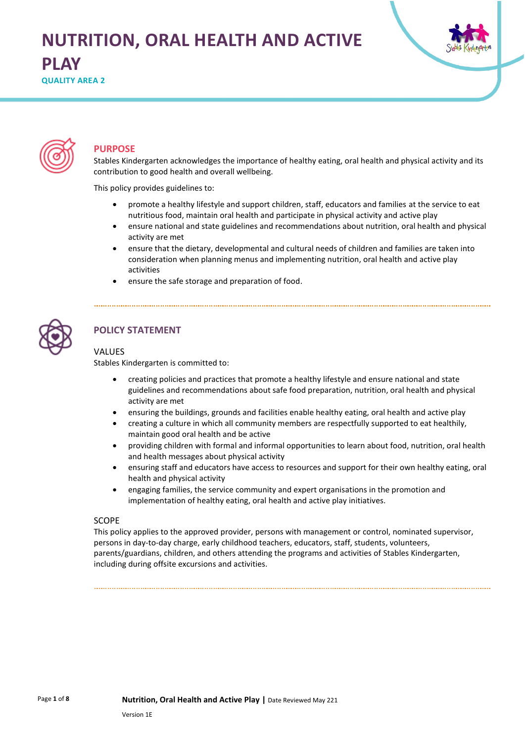# NUTRITION, ORAL HEALTH AND ACTIVE PLAY

**QUALITY AREA 2**

## PURPOSE

Stables Kindergarten acknowledges the importance of healthy eating, oral health and physical activity and its contribution to good health and overall wellbeing.

This policy provides guidelines to:

- promote a healthy lifestyle and support children, staff, educators and families at the service to eat nutritious food, maintain oral health and participate in physical activity and active play
- ensure national and state guidelines and recommendations about nutrition, oral health and physical activity are met
- ensure that the dietary, developmental and cultural needs of children and families are taken into consideration when planning menus and implementing nutrition, oral health and active play activities
- ensure the safe storage and preparation of food.

## POLICY STATEMENT

### VALUES

Stables Kindergarten is committed to:

- creating policies and practices that promote a healthy lifestyle and ensure national and state guidelines and recommendations about safe food preparation, nutrition, oral health and physical activity are met
- ensuring the buildings, grounds and facilities enable healthy eating, oral health and active play
- creating a culture in which all community members are respectfully supported to eat healthily, maintain good oral health and be active
- providing children with formal and informal opportunities to learn about food, nutrition, oral health and health messages about physical activity
- ensuring staff and educators have access to resources and support for their own healthy eating, oral health and physical activity
- engaging families, the service community and expert organisations in the promotion and implementation of healthy eating, oral health and active play initiatives.

### SCOPE

This policy applies to the approved provider, persons with management or control, nominated supervisor, persons in day-to-day charge, early childhood teachers, educators, staff, students, volunteers, parents/guardians, children, and others attending the programs and activities of Stables Kindergarten, including during offsite excursions and activities.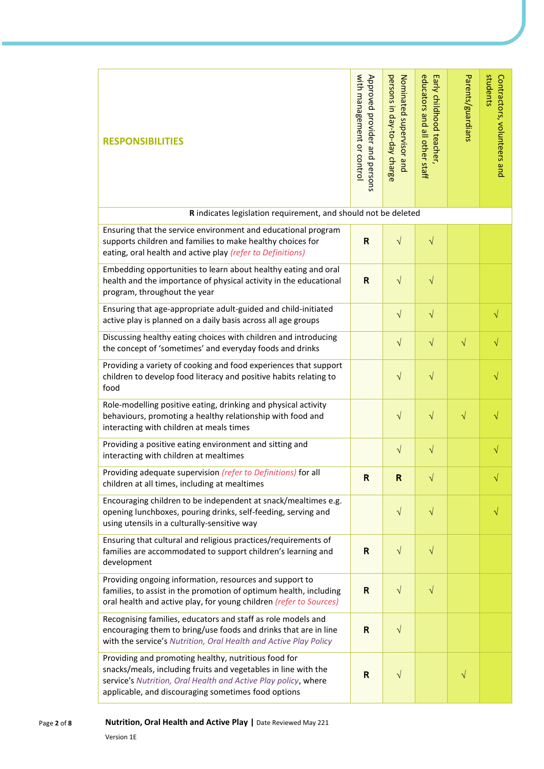| RESPONSIBILITIES | Approved provider and persons with management or control | Nominated supervisor and persons in day-to-day charge | Early childhood teacher, educators and all other staff | Parents/guardians | Contractors, volunteers and students |
|---|---|---|---|---|---|
| **R** indicates legislation requirement, and should not be deleted | | | | | |
| Ensuring that the service environment and educational program supports children and families to make healthy choices for eating, oral health and active play *(refer to Definitions)* | **R** | √ | √ | | |
| Embedding opportunities to learn about healthy eating and oral health and the importance of physical activity in the educational program, throughout the year | **R** | √ | √ | | |
| Ensuring that age-appropriate adult-guided and child-initiated active play is planned on a daily basis across all age groups | | √ | √ | | √ |
| Discussing healthy eating choices with children and introducing the concept of 'sometimes' and everyday foods and drinks | | √ | √ | √ | √ |
| Providing a variety of cooking and food experiences that support children to develop food literacy and positive habits relating to food | | √ | √ | | √ |
| Role-modelling positive eating, drinking and physical activity behaviours, promoting a healthy relationship with food and interacting with children at meals times | | √ | √ | √ | √ |
| Providing a positive eating environment and sitting and interacting with children at mealtimes | | √ | √ | | √ |
| Providing adequate supervision *(refer to Definitions)* for all children at all times, including at mealtimes | **R** | **R** | √ | | √ |
| Encouraging children to be independent at snack/mealtimes e.g. opening lunchboxes, pouring drinks, self-feeding, serving and using utensils in a culturally-sensitive way | | √ | √ | | √ |
| Ensuring that cultural and religious practices/requirements of families are accommodated to support children's learning and development | **R** | √ | √ | | |
| Providing ongoing information, resources and support to families, to assist in the promotion of optimum health, including oral health and active play, for young children *(refer to Sources)* | **R** | √ | √ | | |
| Recognising families, educators and staff as role models and encouraging them to bring/use foods and drinks that are in line with the service's *Nutrition, Oral Health and Active Play Policy* | **R** | √ | | | |
| Providing and promoting healthy, nutritious food for snacks/meals, including fruits and vegetables in line with the service's *Nutrition, Oral Health and Active Play policy*, where applicable, and discouraging sometimes food options | **R** | √ | | √ | |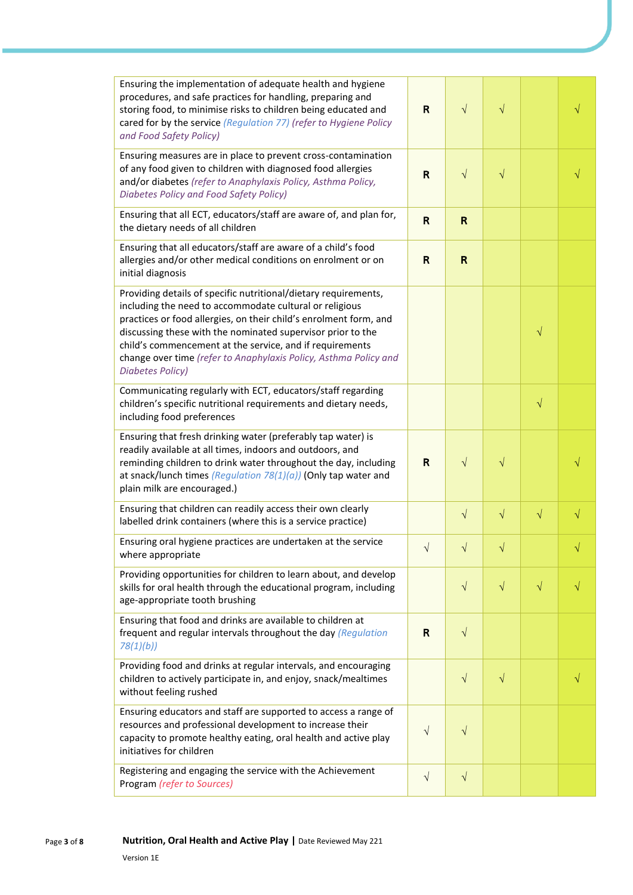| | | | | | |
|---|---|---|---|---|---|
| Ensuring the implementation of adequate health and hygiene procedures, and safe practices for handling, preparing and storing food, to minimise risks to children being educated and cared for by the service *(Regulation 77) (refer to Hygiene Policy and Food Safety Policy)* | **R** | √ | √ | | √ |
| Ensuring measures are in place to prevent cross-contamination of any food given to children with diagnosed food allergies and/or diabetes *(refer to Anaphylaxis Policy, Asthma Policy, Diabetes Policy and Food Safety Policy)* | **R** | √ | √ | | √ |
| Ensuring that all ECT, educators/staff are aware of, and plan for, the dietary needs of all children | **R** | **R** | | | |
| Ensuring that all educators/staff are aware of a child's food allergies and/or other medical conditions on enrolment or on initial diagnosis | **R** | **R** | | | |
| Providing details of specific nutritional/dietary requirements, including the need to accommodate cultural or religious practices or food allergies, on their child's enrolment form, and discussing these with the nominated supervisor prior to the child's commencement at the service, and if requirements change over time *(refer to Anaphylaxis Policy, Asthma Policy and Diabetes Policy)* | | | | √ | |
| Communicating regularly with ECT, educators/staff regarding children's specific nutritional requirements and dietary needs, including food preferences | | | | √ | |
| Ensuring that fresh drinking water (preferably tap water) is readily available at all times, indoors and outdoors, and reminding children to drink water throughout the day, including at snack/lunch times *(Regulation 78(1)(a))* (Only tap water and plain milk are encouraged.) | **R** | √ | √ | | √ |
| Ensuring that children can readily access their own clearly labelled drink containers (where this is a service practice) | | √ | √ | √ | √ |
| Ensuring oral hygiene practices are undertaken at the service where appropriate | √ | √ | √ | | √ |
| Providing opportunities for children to learn about, and develop skills for oral health through the educational program, including age-appropriate tooth brushing | | √ | √ | √ | √ |
| Ensuring that food and drinks are available to children at frequent and regular intervals throughout the day *(Regulation 78(1)(b))* | **R** | √ | | | |
| Providing food and drinks at regular intervals, and encouraging children to actively participate in, and enjoy, snack/mealtimes without feeling rushed | | √ | √ | | √ |
| Ensuring educators and staff are supported to access a range of resources and professional development to increase their capacity to promote healthy eating, oral health and active play initiatives for children | √ | √ | | | |
| Registering and engaging the service with the Achievement Program *(refer to Sources)* | √ | √ | | | |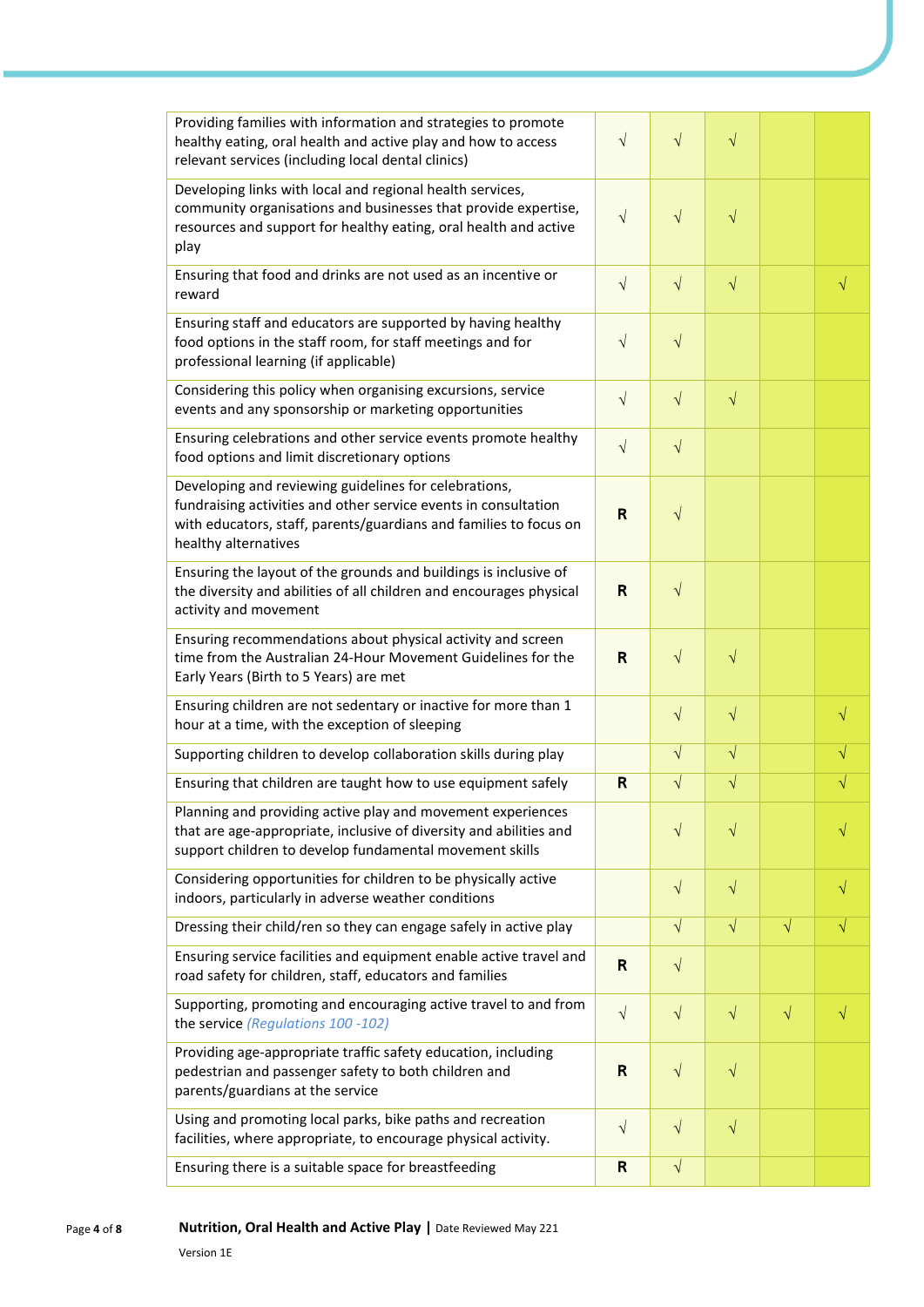| | | | | | |
|---|---|---|---|---|---|
| Providing families with information and strategies to promote healthy eating, oral health and active play and how to access relevant services (including local dental clinics) | √ | √ | √ | | |
| Developing links with local and regional health services, community organisations and businesses that provide expertise, resources and support for healthy eating, oral health and active play | √ | √ | √ | | |
| Ensuring that food and drinks are not used as an incentive or reward | √ | √ | √ | | √ |
| Ensuring staff and educators are supported by having healthy food options in the staff room, for staff meetings and for professional learning (if applicable) | √ | √ | | | |
| Considering this policy when organising excursions, service events and any sponsorship or marketing opportunities | √ | √ | √ | | |
| Ensuring celebrations and other service events promote healthy food options and limit discretionary options | √ | √ | | | |
| Developing and reviewing guidelines for celebrations, fundraising activities and other service events in consultation with educators, staff, parents/guardians and families to focus on healthy alternatives | **R** | √ | | | |
| Ensuring the layout of the grounds and buildings is inclusive of the diversity and abilities of all children and encourages physical activity and movement | **R** | √ | | | |
| Ensuring recommendations about physical activity and screen time from the Australian 24-Hour Movement Guidelines for the Early Years (Birth to 5 Years) are met | **R** | √ | √ | | |
| Ensuring children are not sedentary or inactive for more than 1 hour at a time, with the exception of sleeping | | √ | √ | | √ |
| Supporting children to develop collaboration skills during play | | √ | √ | | √ |
| Ensuring that children are taught how to use equipment safely | **R** | √ | √ | | √ |
| Planning and providing active play and movement experiences that are age-appropriate, inclusive of diversity and abilities and support children to develop fundamental movement skills | | √ | √ | | √ |
| Considering opportunities for children to be physically active indoors, particularly in adverse weather conditions | | √ | √ | | √ |
| Dressing their child/ren so they can engage safely in active play | | √ | √ | √ | √ |
| Ensuring service facilities and equipment enable active travel and road safety for children, staff, educators and families | **R** | √ | | | |
| Supporting, promoting and encouraging active travel to and from the service *(Regulations 100 -102)* | √ | √ | √ | √ | √ |
| Providing age-appropriate traffic safety education, including pedestrian and passenger safety to both children and parents/guardians at the service | **R** | √ | √ | | |
| Using and promoting local parks, bike paths and recreation facilities, where appropriate, to encourage physical activity. | √ | √ | √ | | |
| Ensuring there is a suitable space for breastfeeding | **R** | √ | | | |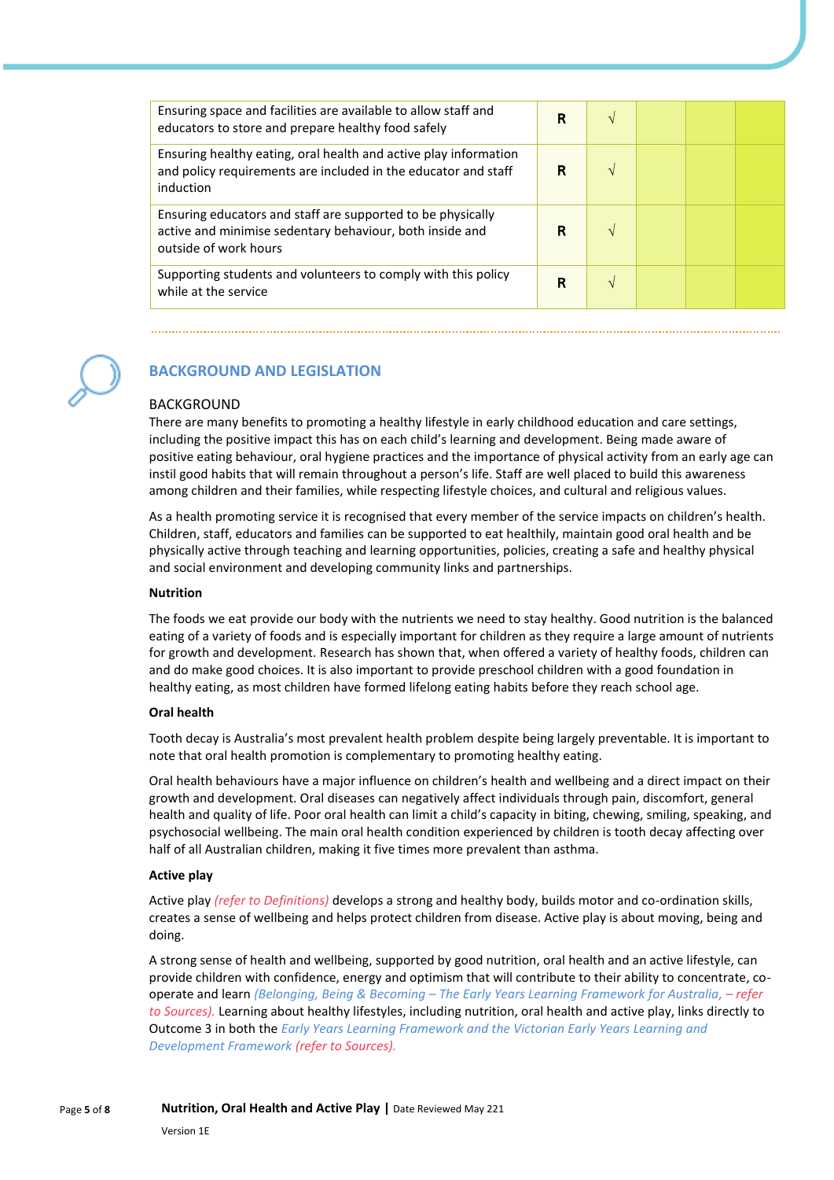| | | | | | |
|---|---|---|---|---|---|
| Ensuring space and facilities are available to allow staff and educators to store and prepare healthy food safely | **R** | √ | | | |
| Ensuring healthy eating, oral health and active play information and policy requirements are included in the educator and staff induction | **R** | √ | | | |
| Ensuring educators and staff are supported to be physically active and minimise sedentary behaviour, both inside and outside of work hours | **R** | √ | | | |
| Supporting students and volunteers to comply with this policy while at the service | **R** | √ | | | |

## BACKGROUND AND LEGISLATION

### BACKGROUND

There are many benefits to promoting a healthy lifestyle in early childhood education and care settings, including the positive impact this has on each child's learning and development. Being made aware of positive eating behaviour, oral hygiene practices and the importance of physical activity from an early age can instil good habits that will remain throughout a person's life. Staff are well placed to build this awareness among children and their families, while respecting lifestyle choices, and cultural and religious values.

As a health promoting service it is recognised that every member of the service impacts on children's health. Children, staff, educators and families can be supported to eat healthily, maintain good oral health and be physically active through teaching and learning opportunities, policies, creating a safe and healthy physical and social environment and developing community links and partnerships.

**Nutrition**

The foods we eat provide our body with the nutrients we need to stay healthy. Good nutrition is the balanced eating of a variety of foods and is especially important for children as they require a large amount of nutrients for growth and development. Research has shown that, when offered a variety of healthy foods, children can and do make good choices. It is also important to provide preschool children with a good foundation in healthy eating, as most children have formed lifelong eating habits before they reach school age.

**Oral health**

Tooth decay is Australia's most prevalent health problem despite being largely preventable. It is important to note that oral health promotion is complementary to promoting healthy eating.

Oral health behaviours have a major influence on children's health and wellbeing and a direct impact on their growth and development. Oral diseases can negatively affect individuals through pain, discomfort, general health and quality of life. Poor oral health can limit a child's capacity in biting, chewing, smiling, speaking, and psychosocial wellbeing. The main oral health condition experienced by children is tooth decay affecting over half of all Australian children, making it five times more prevalent than asthma.

**Active play**

Active play *(refer to Definitions)* develops a strong and healthy body, builds motor and co-ordination skills, creates a sense of wellbeing and helps protect children from disease. Active play is about moving, being and doing.

A strong sense of health and wellbeing, supported by good nutrition, oral health and an active lifestyle, can provide children with confidence, energy and optimism that will contribute to their ability to concentrate, co-operate and learn *(Belonging, Being & Becoming – The Early Years Learning Framework for Australia, – refer to Sources).* Learning about healthy lifestyles, including nutrition, oral health and active play, links directly to Outcome 3 in both the *Early Years Learning Framework and the Victorian Early Years Learning and Development Framework (refer to Sources).*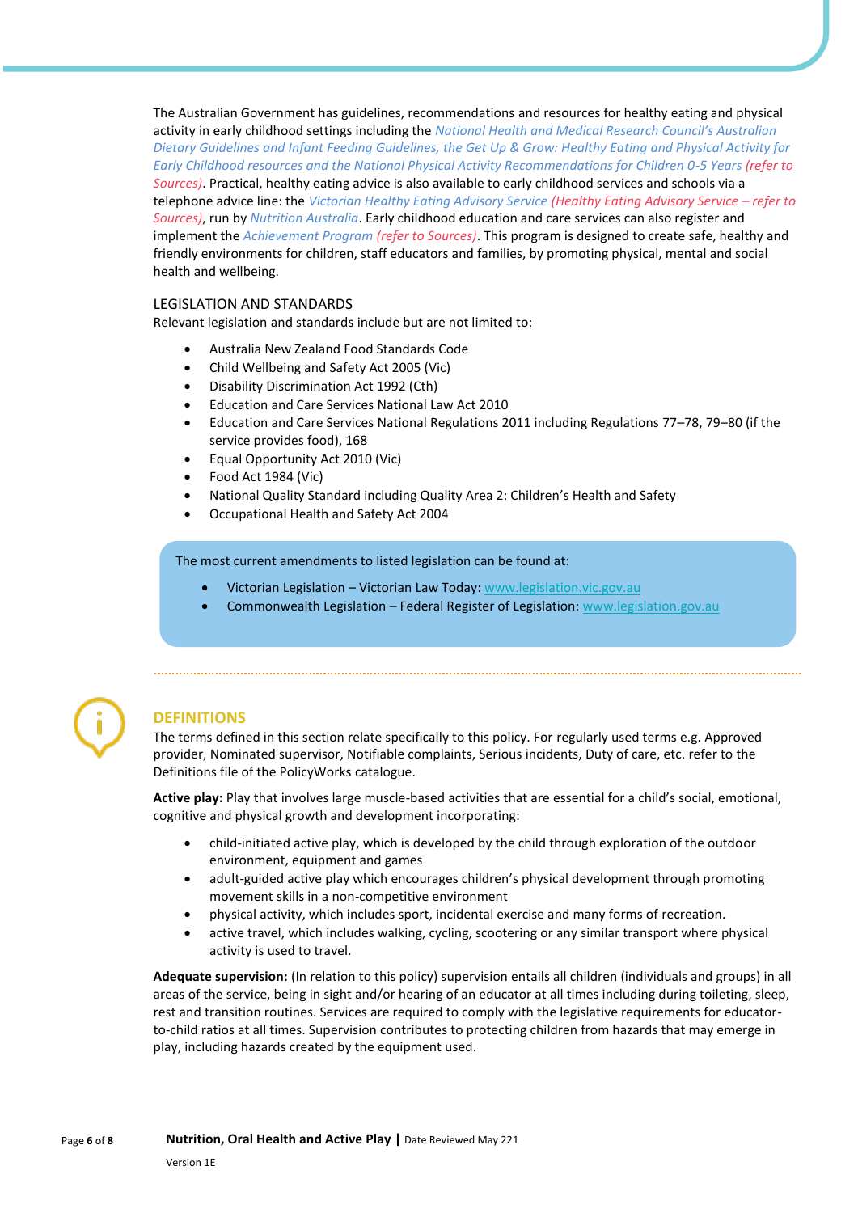The Australian Government has guidelines, recommendations and resources for healthy eating and physical activity in early childhood settings including the *National Health and Medical Research Council's Australian Dietary Guidelines and Infant Feeding Guidelines, the Get Up & Grow: Healthy Eating and Physical Activity for Early Childhood resources and the National Physical Activity Recommendations for Children 0-5 Years (refer to Sources)*. Practical, healthy eating advice is also available to early childhood services and schools via a telephone advice line: the *Victorian Healthy Eating Advisory Service (Healthy Eating Advisory Service – refer to Sources)*, run by *Nutrition Australia*. Early childhood education and care services can also register and implement the *Achievement Program (refer to Sources)*. This program is designed to create safe, healthy and friendly environments for children, staff educators and families, by promoting physical, mental and social health and wellbeing.

### LEGISLATION AND STANDARDS

Relevant legislation and standards include but are not limited to:

- Australia New Zealand Food Standards Code
- Child Wellbeing and Safety Act 2005 (Vic)
- Disability Discrimination Act 1992 (Cth)
- Education and Care Services National Law Act 2010
- Education and Care Services National Regulations 2011 including Regulations 77–78, 79–80 (if the service provides food), 168
- Equal Opportunity Act 2010 (Vic)
- Food Act 1984 (Vic)
- National Quality Standard including Quality Area 2: Children's Health and Safety
- Occupational Health and Safety Act 2004

The most current amendments to listed legislation can be found at:

- Victorian Legislation – Victorian Law Today: www.legislation.vic.gov.au
- Commonwealth Legislation – Federal Register of Legislation: www.legislation.gov.au

## DEFINITIONS

The terms defined in this section relate specifically to this policy. For regularly used terms e.g. Approved provider, Nominated supervisor, Notifiable complaints, Serious incidents, Duty of care, etc. refer to the Definitions file of the PolicyWorks catalogue.

**Active play:** Play that involves large muscle-based activities that are essential for a child's social, emotional, cognitive and physical growth and development incorporating:

- child-initiated active play, which is developed by the child through exploration of the outdoor environment, equipment and games
- adult-guided active play which encourages children's physical development through promoting movement skills in a non-competitive environment
- physical activity, which includes sport, incidental exercise and many forms of recreation.
- active travel, which includes walking, cycling, scootering or any similar transport where physical activity is used to travel.

**Adequate supervision:** (In relation to this policy) supervision entails all children (individuals and groups) in all areas of the service, being in sight and/or hearing of an educator at all times including during toileting, sleep, rest and transition routines. Services are required to comply with the legislative requirements for educator-to-child ratios at all times. Supervision contributes to protecting children from hazards that may emerge in play, including hazards created by the equipment used.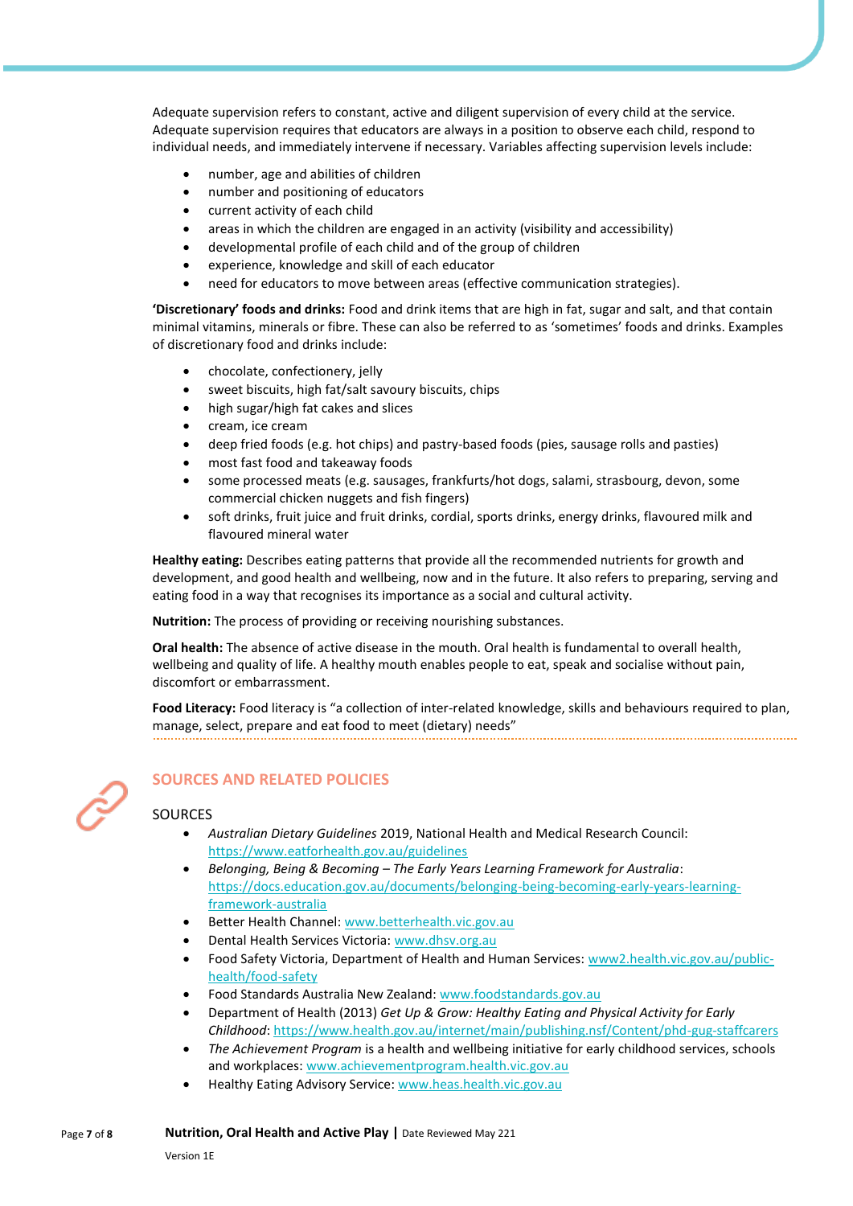Adequate supervision refers to constant, active and diligent supervision of every child at the service. Adequate supervision requires that educators are always in a position to observe each child, respond to individual needs, and immediately intervene if necessary. Variables affecting supervision levels include:

- number, age and abilities of children
- number and positioning of educators
- current activity of each child
- areas in which the children are engaged in an activity (visibility and accessibility)
- developmental profile of each child and of the group of children
- experience, knowledge and skill of each educator
- need for educators to move between areas (effective communication strategies).

**'Discretionary' foods and drinks:** Food and drink items that are high in fat, sugar and salt, and that contain minimal vitamins, minerals or fibre. These can also be referred to as 'sometimes' foods and drinks. Examples of discretionary food and drinks include:

- chocolate, confectionery, jelly
- sweet biscuits, high fat/salt savoury biscuits, chips
- high sugar/high fat cakes and slices
- cream, ice cream
- deep fried foods (e.g. hot chips) and pastry-based foods (pies, sausage rolls and pasties)
- most fast food and takeaway foods
- some processed meats (e.g. sausages, frankfurts/hot dogs, salami, strasbourg, devon, some commercial chicken nuggets and fish fingers)
- soft drinks, fruit juice and fruit drinks, cordial, sports drinks, energy drinks, flavoured milk and flavoured mineral water

**Healthy eating:** Describes eating patterns that provide all the recommended nutrients for growth and development, and good health and wellbeing, now and in the future. It also refers to preparing, serving and eating food in a way that recognises its importance as a social and cultural activity.

**Nutrition:** The process of providing or receiving nourishing substances.

**Oral health:** The absence of active disease in the mouth. Oral health is fundamental to overall health, wellbeing and quality of life. A healthy mouth enables people to eat, speak and socialise without pain, discomfort or embarrassment.

**Food Literacy:** Food literacy is "a collection of inter-related knowledge, skills and behaviours required to plan, manage, select, prepare and eat food to meet (dietary) needs"

## SOURCES AND RELATED POLICIES

### SOURCES

- *Australian Dietary Guidelines* 2019, National Health and Medical Research Council: https://www.eatforhealth.gov.au/guidelines
- *Belonging, Being & Becoming – The Early Years Learning Framework for Australia*: https://docs.education.gov.au/documents/belonging-being-becoming-early-years-learning-framework-australia
- Better Health Channel: www.betterhealth.vic.gov.au
- Dental Health Services Victoria: www.dhsv.org.au
- Food Safety Victoria, Department of Health and Human Services: www2.health.vic.gov.au/public-health/food-safety
- Food Standards Australia New Zealand: www.foodstandards.gov.au
- Department of Health (2013) *Get Up & Grow: Healthy Eating and Physical Activity for Early Childhood*: https://www.health.gov.au/internet/main/publishing.nsf/Content/phd-gug-staffcarers
- *The Achievement Program* is a health and wellbeing initiative for early childhood services, schools and workplaces: www.achievementprogram.health.vic.gov.au
- Healthy Eating Advisory Service: www.heas.health.vic.gov.au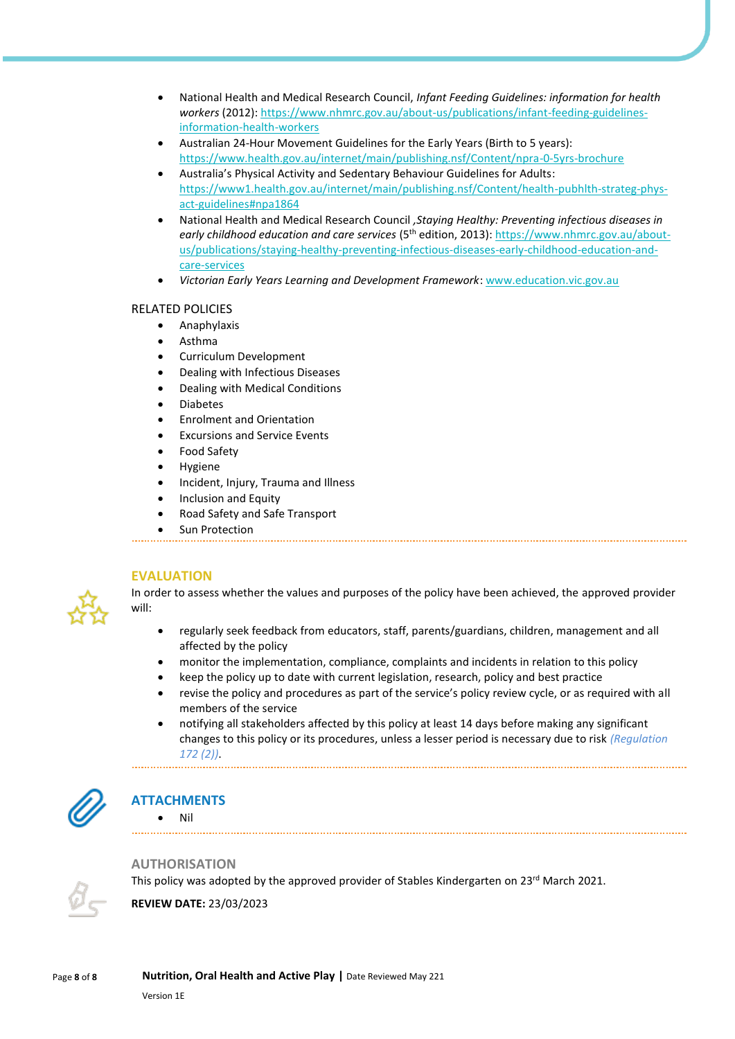- National Health and Medical Research Council, *Infant Feeding Guidelines: information for health workers* (2012): https://www.nhmrc.gov.au/about-us/publications/infant-feeding-guidelines-information-health-workers
- Australian 24-Hour Movement Guidelines for the Early Years (Birth to 5 years): https://www.health.gov.au/internet/main/publishing.nsf/Content/npra-0-5yrs-brochure
- Australia's Physical Activity and Sedentary Behaviour Guidelines for Adults: https://www1.health.gov.au/internet/main/publishing.nsf/Content/health-pubhlth-strateg-phys-act-guidelines#npa1864
- National Health and Medical Research Council ,*Staying Healthy: Preventing infectious diseases in early childhood education and care services* (5th edition, 2013): https://www.nhmrc.gov.au/about-us/publications/staying-healthy-preventing-infectious-diseases-early-childhood-education-and-care-services
- *Victorian Early Years Learning and Development Framework*: www.education.vic.gov.au

RELATED POLICIES

- Anaphylaxis
- Asthma
- Curriculum Development
- Dealing with Infectious Diseases
- Dealing with Medical Conditions
- Diabetes
- Enrolment and Orientation
- Excursions and Service Events
- Food Safety
- Hygiene
- Incident, Injury, Trauma and Illness
- Inclusion and Equity
- Road Safety and Safe Transport
- Sun Protection

## EVALUATION

In order to assess whether the values and purposes of the policy have been achieved, the approved provider will:

- regularly seek feedback from educators, staff, parents/guardians, children, management and all affected by the policy
- monitor the implementation, compliance, complaints and incidents in relation to this policy
- keep the policy up to date with current legislation, research, policy and best practice
- revise the policy and procedures as part of the service's policy review cycle, or as required with all members of the service
- notifying all stakeholders affected by this policy at least 14 days before making any significant changes to this policy or its procedures, unless a lesser period is necessary due to risk *(Regulation 172 (2))*.

## ATTACHMENTS

- Nil

## AUTHORISATION

This policy was adopted by the approved provider of Stables Kindergarten on 23rd March 2021.

**REVIEW DATE:** 23/03/2023